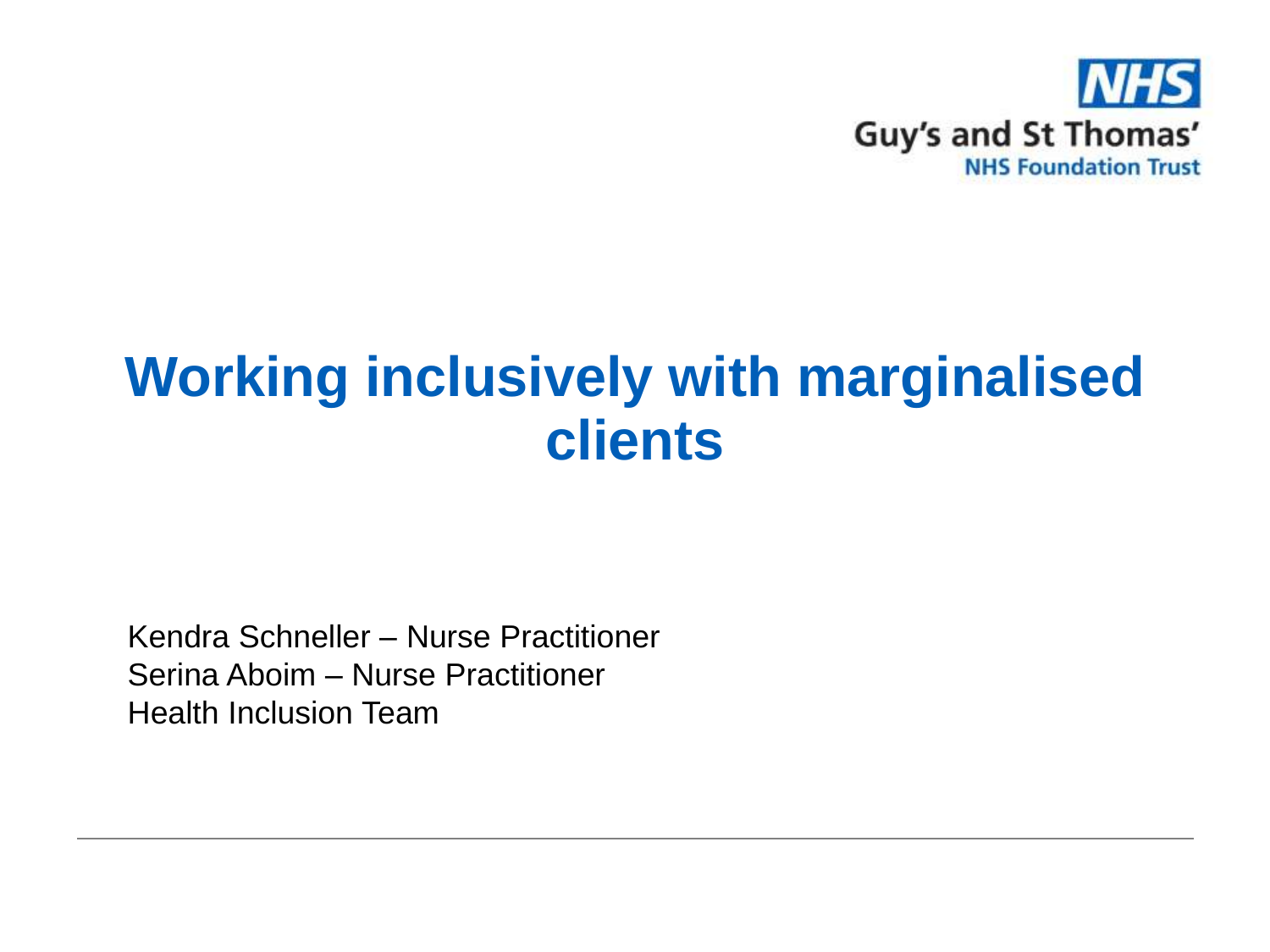NHS
Guy's and St Thomas'
NHS Foundation Trust

# Working inclusively with marginalised clients

Kendra Schneller – Nurse Practitioner
Serina Aboim – Nurse Practitioner
Health Inclusion Team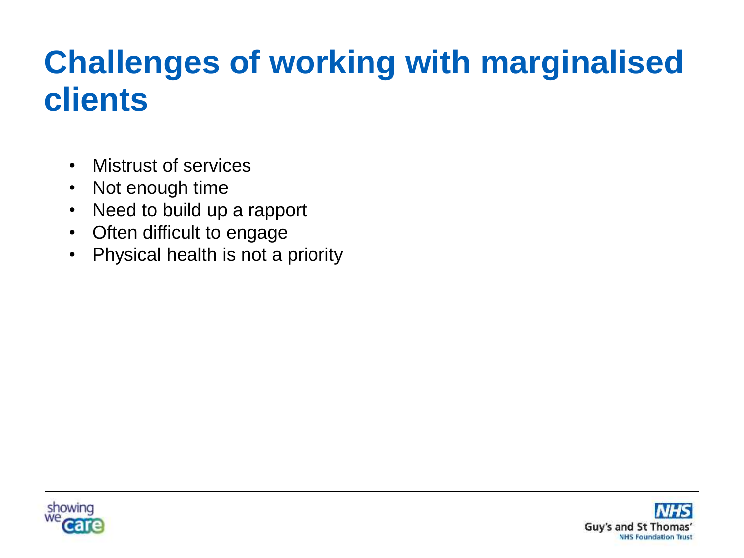# Challenges of working with marginalised clients

- Mistrust of services
- Not enough time
- Need to build up a rapport
- Often difficult to engage
- Physical health is not a priority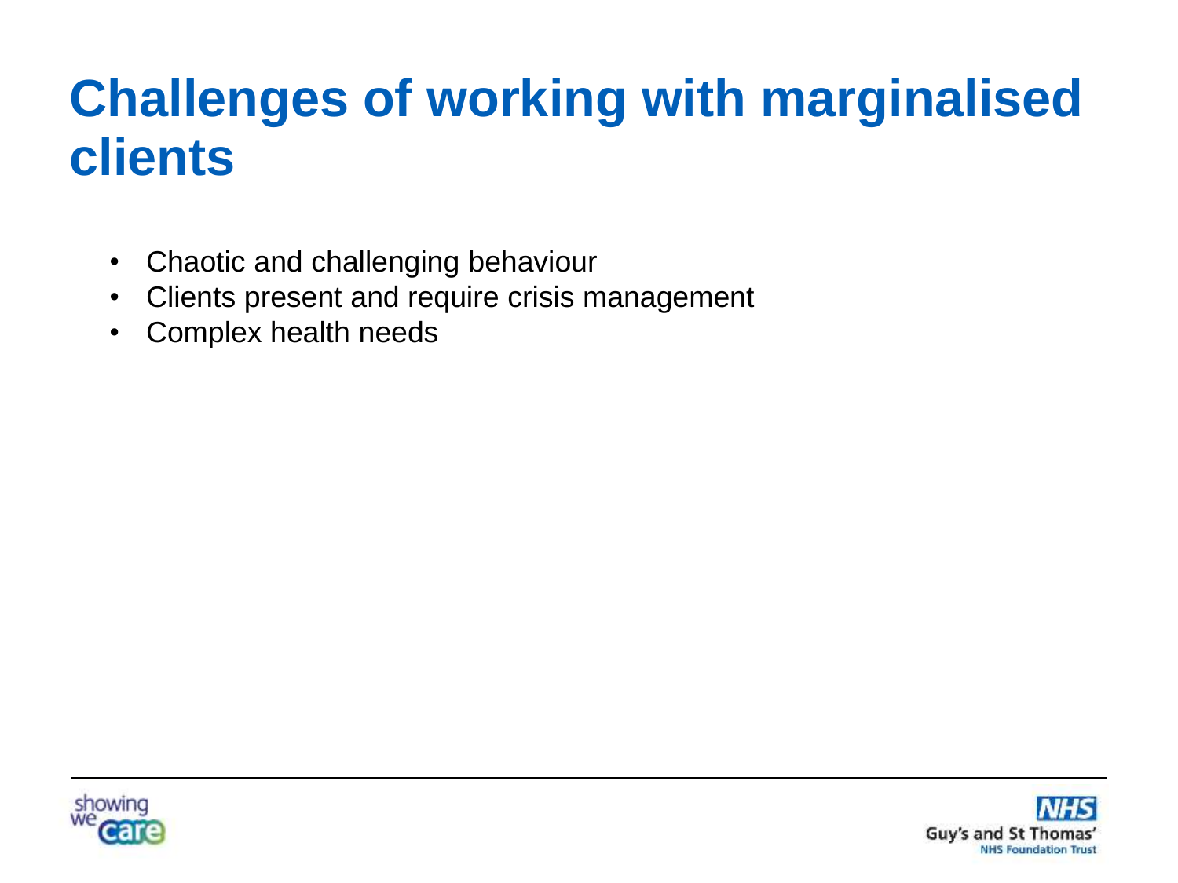# Challenges of working with marginalised clients

- Chaotic and challenging behaviour
- Clients present and require crisis management
- Complex health needs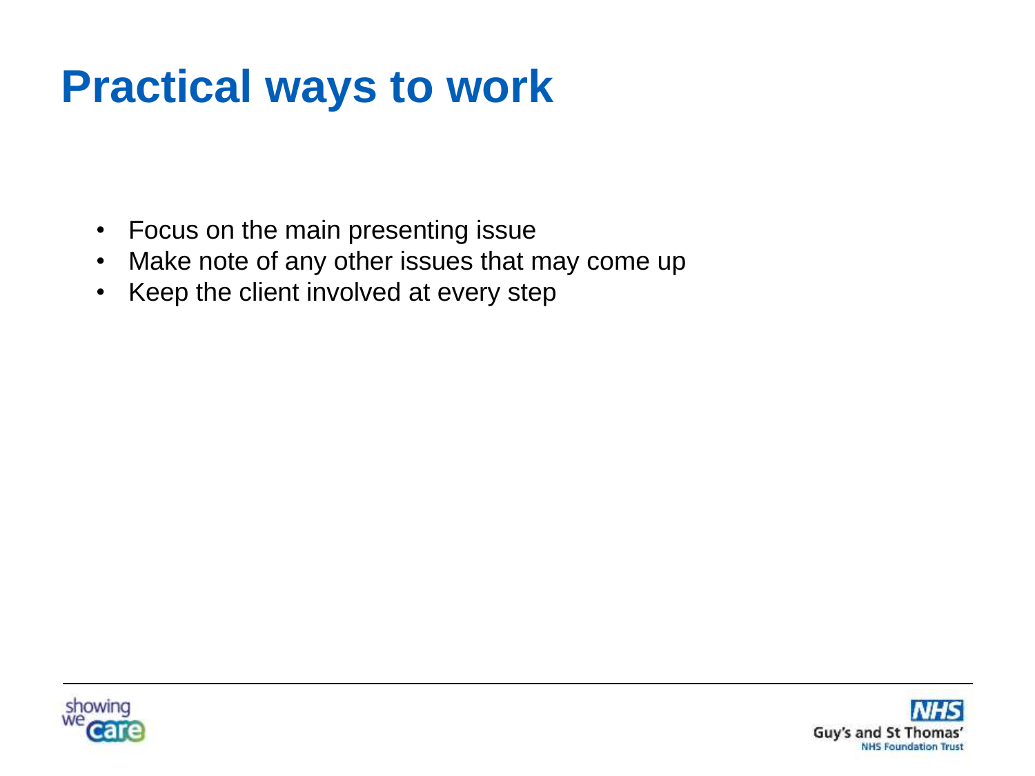# Practical ways to work

- Focus on the main presenting issue
- Make note of any other issues that may come up
- Keep the client involved at every step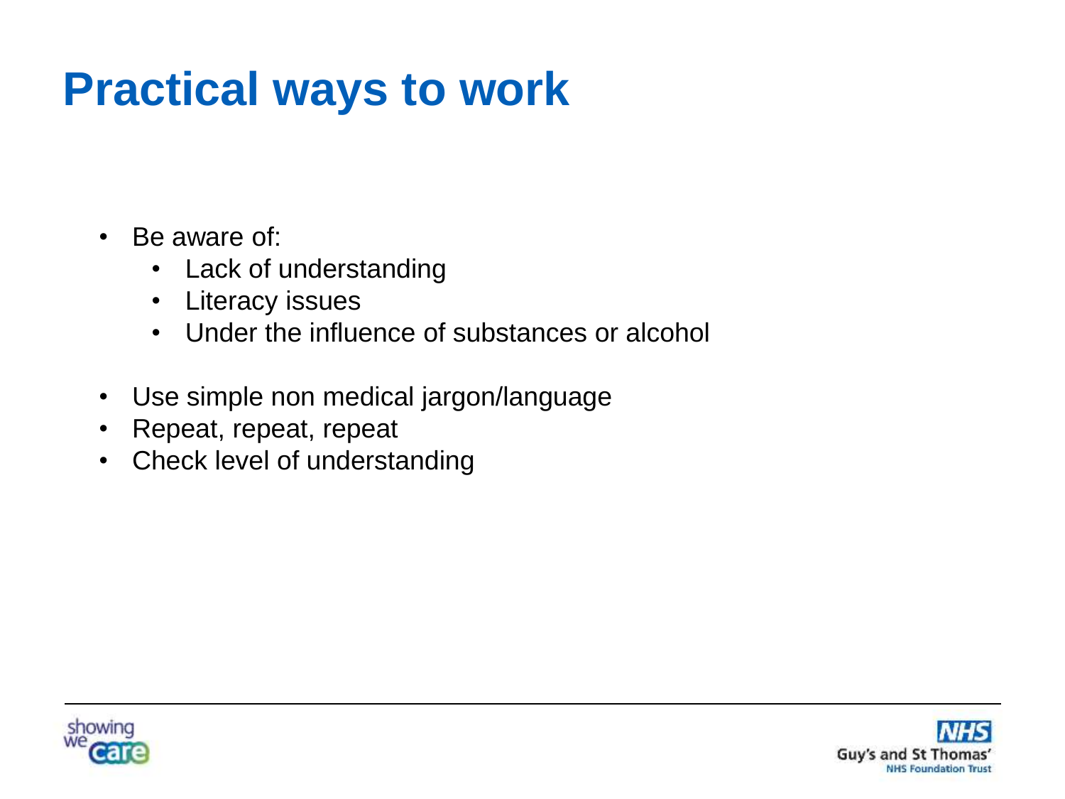# Practical ways to work

- Be aware of:
  - Lack of understanding
  - Literacy issues
  - Under the influence of substances or alcohol

- Use simple non medical jargon/language
- Repeat, repeat, repeat
- Check level of understanding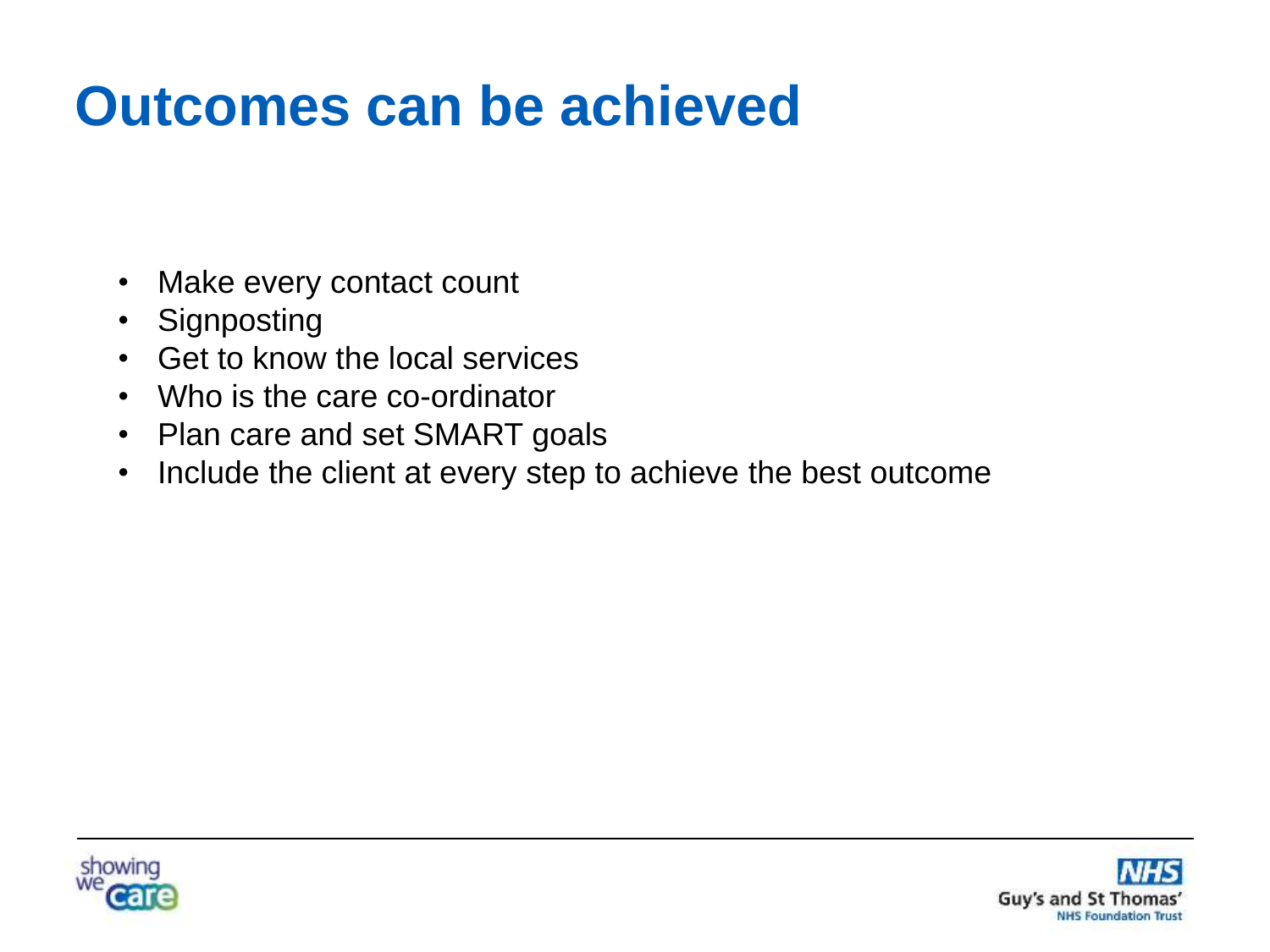# Outcomes can be achieved

- Make every contact count
- Signposting
- Get to know the local services
- Who is the care co-ordinator
- Plan care and set SMART goals
- Include the client at every step to achieve the best outcome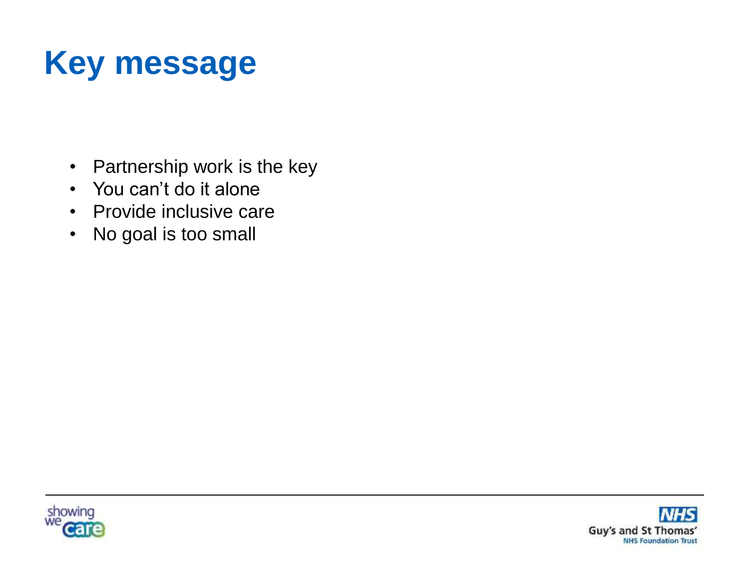# Key message

- Partnership work is the key
- You can't do it alone
- Provide inclusive care
- No goal is too small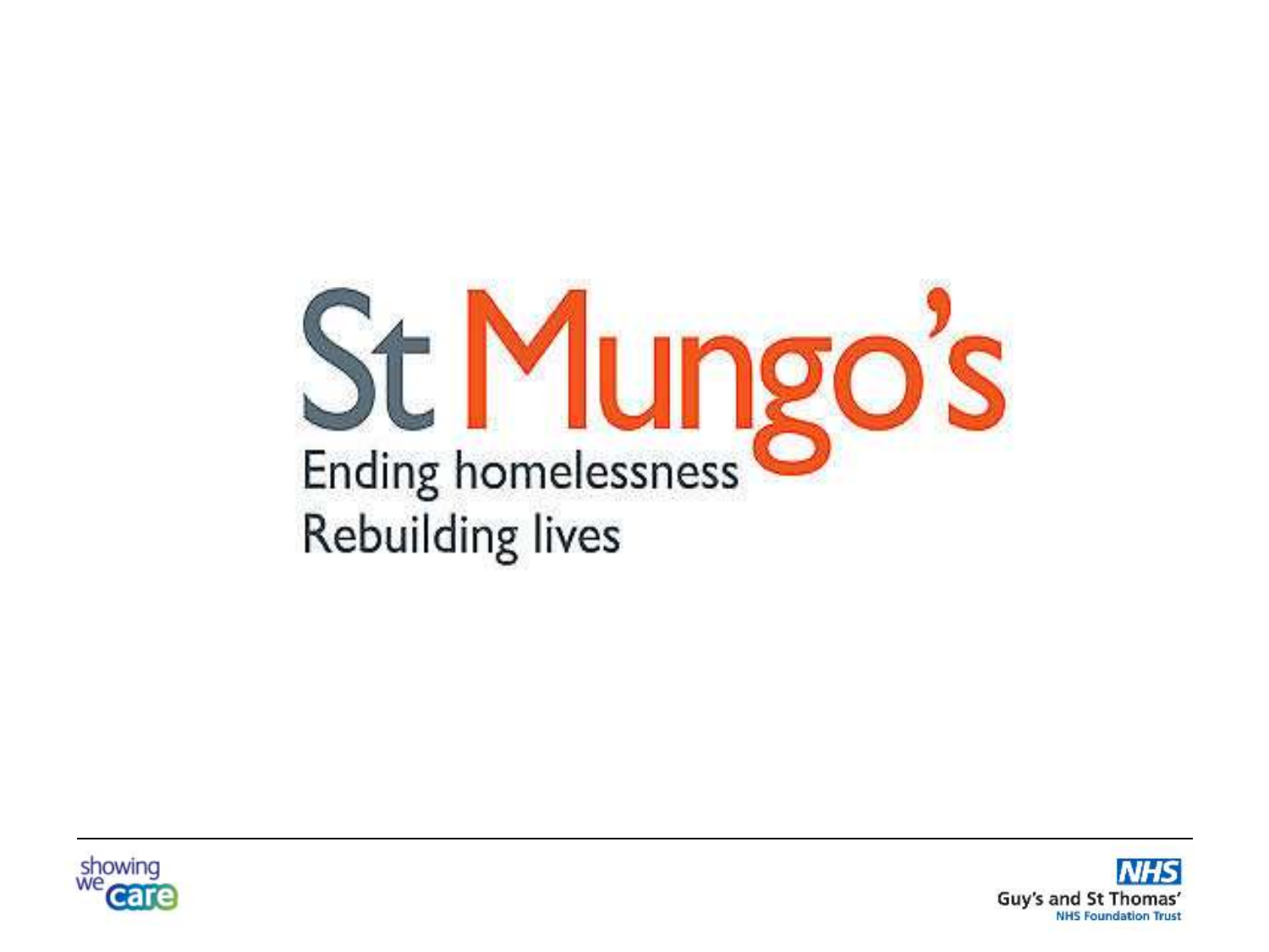# St Mungo's

Ending homelessness
Rebuilding lives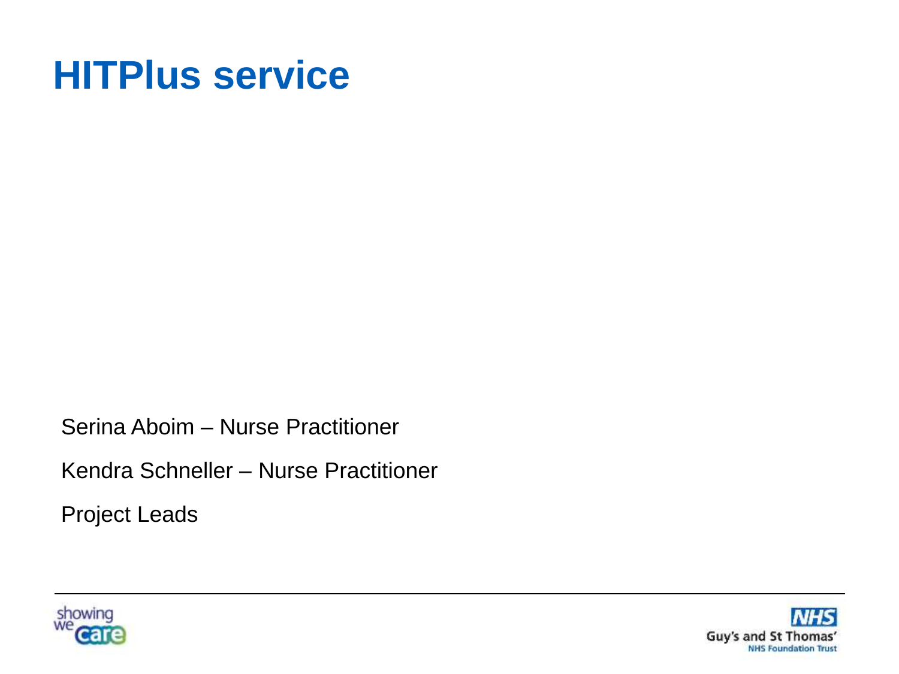# HITPlus service

Serina Aboim – Nurse Practitioner

Kendra Schneller – Nurse Practitioner

Project Leads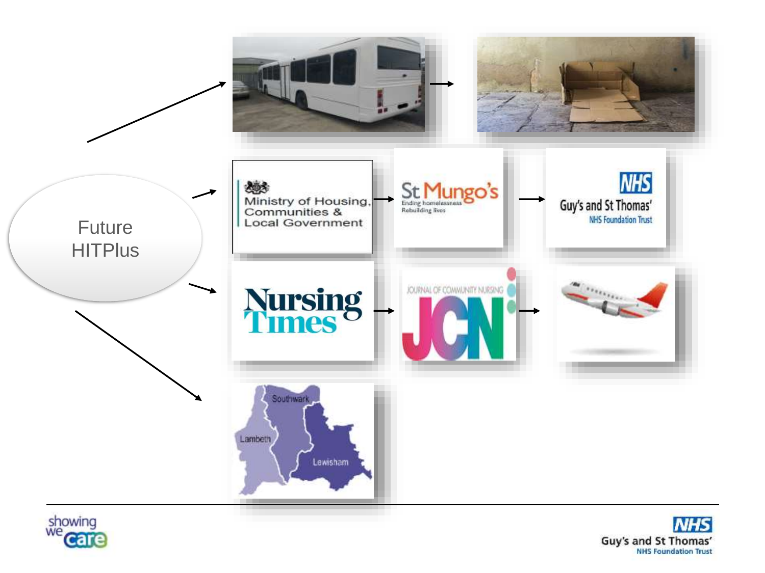Future HITPlus

Ministry of Housing, Communities & Local Government

St Mungo's
Ending homelessness
Rebuilding lives

NHS
Guy's and St Thomas'
NHS Foundation Trust

Nursing Times

JOURNAL OF COMMUNITY NURSING
JCN

Southwark
Lambeth
Lewisham